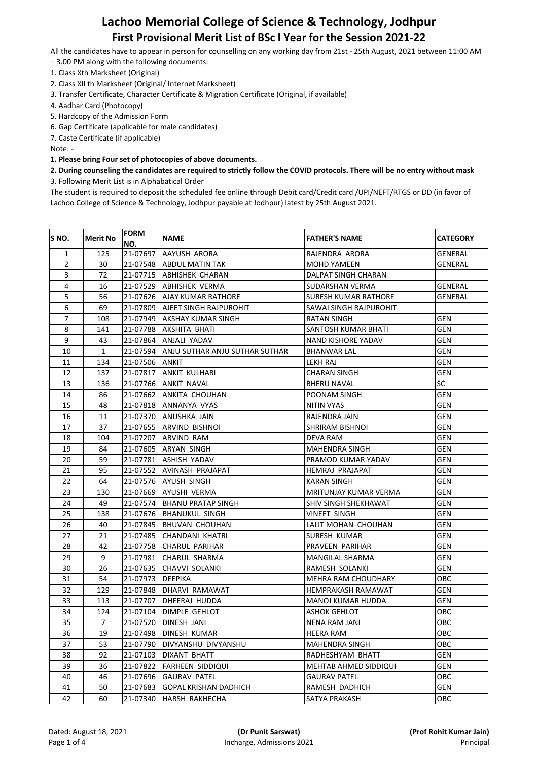# Lachoo Memorial College of Science & Technology, Jodhpur

## First Provisional Merit List of BSc I Year for the Session 2021-22

All the candidates have to appear in person for counselling on any working day from 21st - 25th August, 2021 between 11:00 AM – 3.00 PM along with the following documents:

1. Class Xth Marksheet (Original)
2. Class XII th Marksheet (Original/ Internet Marksheet)
3. Transfer Certificate, Character Certificate & Migration Certificate (Original, if available)
4. Aadhar Card (Photocopy)
5. Hardcopy of the Admission Form
6. Gap Certificate (applicable for male candidates)
7. Caste Certificate (if applicable)

Note: -

**1. Please bring Four set of photocopies of above documents.**

**2. During counseling the candidates are required to strictly follow the COVID protocols. There will be no entry without mask**

3. Following Merit List is in Alphabatical Order

The student is required to deposit the scheduled fee online through Debit card/Credit card /UPI/NEFT/RTGS or DD (in favor of Lachoo College of Science & Technology, Jodhpur payable at Jodhpur) latest by 25th August 2021.

| S NO. | Merit No | FORM NO. | NAME | FATHER'S NAME | CATEGORY |
|---|---|---|---|---|---|
| 1 | 125 | 21-07697 | AAYUSH ARORA | RAJENDRA ARORA | GENERAL |
| 2 | 30 | 21-07548 | ABDUL MATIN TAK | MOHD YAMEEN | GENERAL |
| 3 | 72 | 21-07715 | ABHISHEK CHARAN | DALPAT SINGH CHARAN | |
| 4 | 16 | 21-07529 | ABHISHEK VERMA | SUDARSHAN VERMA | GENERAL |
| 5 | 56 | 21-07626 | AJAY KUMAR RATHORE | SURESH KUMAR RATHORE | GENERAL |
| 6 | 69 | 21-07809 | AJEET SINGH RAJPUROHIT | SAWAI SINGH RAJPUROHIT | |
| 7 | 108 | 21-07949 | AKSHAY KUMAR SINGH | RATAN SINGH | GEN |
| 8 | 141 | 21-07788 | AKSHITA BHATI | SANTOSH KUMAR BHATI | GEN |
| 9 | 43 | 21-07864 | ANJALI YADAV | NAND KISHORE YADAV | GEN |
| 10 | 1 | 21-07594 | ANJU SUTHAR ANJU SUTHAR SUTHAR | BHANWAR LAL | GEN |
| 11 | 134 | 21-07506 | ANKIT | LEKH RAJ | GEN |
| 12 | 137 | 21-07817 | ANKIT KULHARI | CHARAN SINGH | GEN |
| 13 | 136 | 21-07766 | ANKIT NAVAL | BHERU NAVAL | SC |
| 14 | 86 | 21-07662 | ANKITA CHOUHAN | POONAM SINGH | GEN |
| 15 | 48 | 21-07818 | ANNANYA VYAS | NITIN VYAS | GEN |
| 16 | 11 | 21-07370 | ANUSHKA JAIN | RAJENDRA JAIN | GEN |
| 17 | 37 | 21-07655 | ARVIND BISHNOI | SHRIRAM BISHNOI | GEN |
| 18 | 104 | 21-07207 | ARVIND RAM | DEVA RAM | GEN |
| 19 | 84 | 21-07605 | ARYAN SINGH | MAHENDRA SINGH | GEN |
| 20 | 59 | 21-07781 | ASHISH YADAV | PRAMOD KUMAR YADAV | GEN |
| 21 | 95 | 21-07552 | AVINASH PRAJAPAT | HEMRAJ PRAJAPAT | GEN |
| 22 | 64 | 21-07576 | AYUSH SINGH | KARAN SINGH | GEN |
| 23 | 130 | 21-07669 | AYUSHI VERMA | MRITUNJAY KUMAR VERMA | GEN |
| 24 | 49 | 21-07574 | BHANU PRATAP SINGH | SHIV SINGH SHEKHAWAT | GEN |
| 25 | 138 | 21-07676 | BHANUKUL SINGH | VINEET SINGH | GEN |
| 26 | 40 | 21-07845 | BHUVAN CHOUHAN | LALIT MOHAN CHOUHAN | GEN |
| 27 | 21 | 21-07485 | CHANDANI KHATRI | SURESH KUMAR | GEN |
| 28 | 42 | 21-07758 | CHARUL PARIHAR | PRAVEEN PARIHAR | GEN |
| 29 | 9 | 21-07981 | CHARUL SHARMA | MANGILAL SHARMA | GEN |
| 30 | 26 | 21-07635 | CHAVVI SOLANKI | RAMESH SOLANKI | GEN |
| 31 | 54 | 21-07973 | DEEPIKA | MEHRA RAM CHOUDHARY | OBC |
| 32 | 129 | 21-07848 | DHARVI RAMAWAT | HEMPRAKASH RAMAWAT | GEN |
| 33 | 113 | 21-07707 | DHEERAJ HUDDA | MANOJ KUMAR HUDDA | GEN |
| 34 | 124 | 21-07104 | DIMPLE GEHLOT | ASHOK GEHLOT | OBC |
| 35 | 7 | 21-07520 | DINESH JANI | NENA RAM JANI | OBC |
| 36 | 19 | 21-07498 | DINESH KUMAR | HEERA RAM | OBC |
| 37 | 53 | 21-07790 | DIVYANSHU DIVYANSHU | MAHENDRA SINGH | OBC |
| 38 | 92 | 21-07103 | DIXANT BHATT | RADHESHYAM BHATT | GEN |
| 39 | 36 | 21-07822 | FARHEEN SIDDIQUI | MEHTAB AHMED SIDDIQUI | GEN |
| 40 | 46 | 21-07696 | GAURAV PATEL | GAURAV PATEL | OBC |
| 41 | 50 | 21-07683 | GOPAL KRISHAN DADHICH | RAMESH DADHICH | GEN |
| 42 | 60 | 21-07340 | HARSH RAKHECHA | SATYA PRAKASH | OBC |

Dated: August 18, 2021

**(Dr Punit Sarswat)**
Incharge, Admissions 2021

**(Prof Rohit Kumar Jain)**
Principal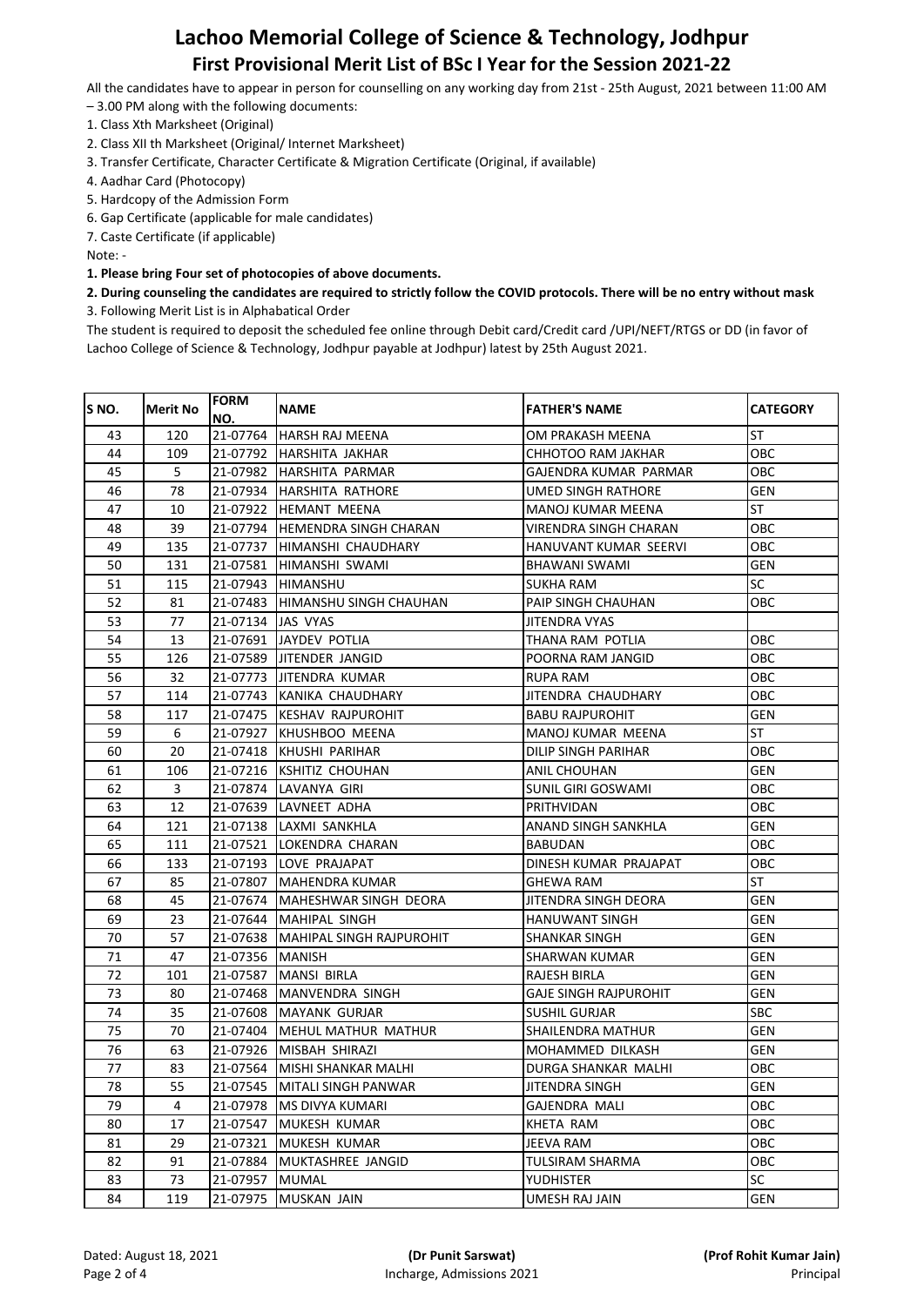# Lachoo Memorial College of Science & Technology, Jodhpur

## First Provisional Merit List of BSc I Year for the Session 2021-22

All the candidates have to appear in person for counselling on any working day from 21st - 25th August, 2021 between 11:00 AM – 3.00 PM along with the following documents:

1. Class Xth Marksheet (Original)
2. Class XII th Marksheet (Original/ Internet Marksheet)
3. Transfer Certificate, Character Certificate & Migration Certificate (Original, if available)
4. Aadhar Card (Photocopy)
5. Hardcopy of the Admission Form
6. Gap Certificate (applicable for male candidates)
7. Caste Certificate (if applicable)

Note: -

**1. Please bring Four set of photocopies of above documents.**

**2. During counseling the candidates are required to strictly follow the COVID protocols. There will be no entry without mask**

3. Following Merit List is in Alphabatical Order

The student is required to deposit the scheduled fee online through Debit card/Credit card /UPI/NEFT/RTGS or DD (in favor of Lachoo College of Science & Technology, Jodhpur payable at Jodhpur) latest by 25th August 2021.

| S NO. | Merit No | FORM NO. | NAME | FATHER'S NAME | CATEGORY |
|---|---|---|---|---|---|
| 43 | 120 | 21-07764 | HARSH RAJ MEENA | OM PRAKASH MEENA | ST |
| 44 | 109 | 21-07792 | HARSHITA JAKHAR | CHHOTOO RAM JAKHAR | OBC |
| 45 | 5 | 21-07982 | HARSHITA PARMAR | GAJENDRA KUMAR PARMAR | OBC |
| 46 | 78 | 21-07934 | HARSHITA RATHORE | UMED SINGH RATHORE | GEN |
| 47 | 10 | 21-07922 | HEMANT MEENA | MANOJ KUMAR MEENA | ST |
| 48 | 39 | 21-07794 | HEMENDRA SINGH CHARAN | VIRENDRA SINGH CHARAN | OBC |
| 49 | 135 | 21-07737 | HIMANSHI CHAUDHARY | HANUVANT KUMAR SEERVI | OBC |
| 50 | 131 | 21-07581 | HIMANSHI SWAMI | BHAWANI SWAMI | GEN |
| 51 | 115 | 21-07943 | HIMANSHU | SUKHA RAM | SC |
| 52 | 81 | 21-07483 | HIMANSHU SINGH CHAUHAN | PAIP SINGH CHAUHAN | OBC |
| 53 | 77 | 21-07134 | JAS VYAS | JITENDRA VYAS | |
| 54 | 13 | 21-07691 | JAYDEV POTLIA | THANA RAM POTLIA | OBC |
| 55 | 126 | 21-07589 | JITENDER JANGID | POORNA RAM JANGID | OBC |
| 56 | 32 | 21-07773 | JITENDRA KUMAR | RUPA RAM | OBC |
| 57 | 114 | 21-07743 | KANIKA CHAUDHARY | JITENDRA CHAUDHARY | OBC |
| 58 | 117 | 21-07475 | KESHAV RAJPUROHIT | BABU RAJPUROHIT | GEN |
| 59 | 6 | 21-07927 | KHUSHBOO MEENA | MANOJ KUMAR MEENA | ST |
| 60 | 20 | 21-07418 | KHUSHI PARIHAR | DILIP SINGH PARIHAR | OBC |
| 61 | 106 | 21-07216 | KSHITIZ CHOUHAN | ANIL CHOUHAN | GEN |
| 62 | 3 | 21-07874 | LAVANYA GIRI | SUNIL GIRI GOSWAMI | OBC |
| 63 | 12 | 21-07639 | LAVNEET ADHA | PRITHVIDAN | OBC |
| 64 | 121 | 21-07138 | LAXMI SANKHLA | ANAND SINGH SANKHLA | GEN |
| 65 | 111 | 21-07521 | LOKENDRA CHARAN | BABUDAN | OBC |
| 66 | 133 | 21-07193 | LOVE PRAJAPAT | DINESH KUMAR PRAJAPAT | OBC |
| 67 | 85 | 21-07807 | MAHENDRA KUMAR | GHEWA RAM | ST |
| 68 | 45 | 21-07674 | MAHESHWAR SINGH DEORA | JITENDRA SINGH DEORA | GEN |
| 69 | 23 | 21-07644 | MAHIPAL SINGH | HANUWANT SINGH | GEN |
| 70 | 57 | 21-07638 | MAHIPAL SINGH RAJPUROHIT | SHANKAR SINGH | GEN |
| 71 | 47 | 21-07356 | MANISH | SHARWAN KUMAR | GEN |
| 72 | 101 | 21-07587 | MANSI BIRLA | RAJESH BIRLA | GEN |
| 73 | 80 | 21-07468 | MANVENDRA SINGH | GAJE SINGH RAJPUROHIT | GEN |
| 74 | 35 | 21-07608 | MAYANK GURJAR | SUSHIL GURJAR | SBC |
| 75 | 70 | 21-07404 | MEHUL MATHUR MATHUR | SHAILENDRA MATHUR | GEN |
| 76 | 63 | 21-07926 | MISBAH SHIRAZI | MOHAMMED DILKASH | GEN |
| 77 | 83 | 21-07564 | MISHI SHANKAR MALHI | DURGA SHANKAR MALHI | OBC |
| 78 | 55 | 21-07545 | MITALI SINGH PANWAR | JITENDRA SINGH | GEN |
| 79 | 4 | 21-07978 | MS DIVYA KUMARI | GAJENDRA MALI | OBC |
| 80 | 17 | 21-07547 | MUKESH KUMAR | KHETA RAM | OBC |
| 81 | 29 | 21-07321 | MUKESH KUMAR | JEEVA RAM | OBC |
| 82 | 91 | 21-07884 | MUKTASHREE JANGID | TULSIRAM SHARMA | OBC |
| 83 | 73 | 21-07957 | MUMAL | YUDHISTER | SC |
| 84 | 119 | 21-07975 | MUSKAN JAIN | UMESH RAJ JAIN | GEN |

Dated: August 18, 2021

**(Dr Punit Sarswat)**
Incharge, Admissions 2021

**(Prof Rohit Kumar Jain)**
Principal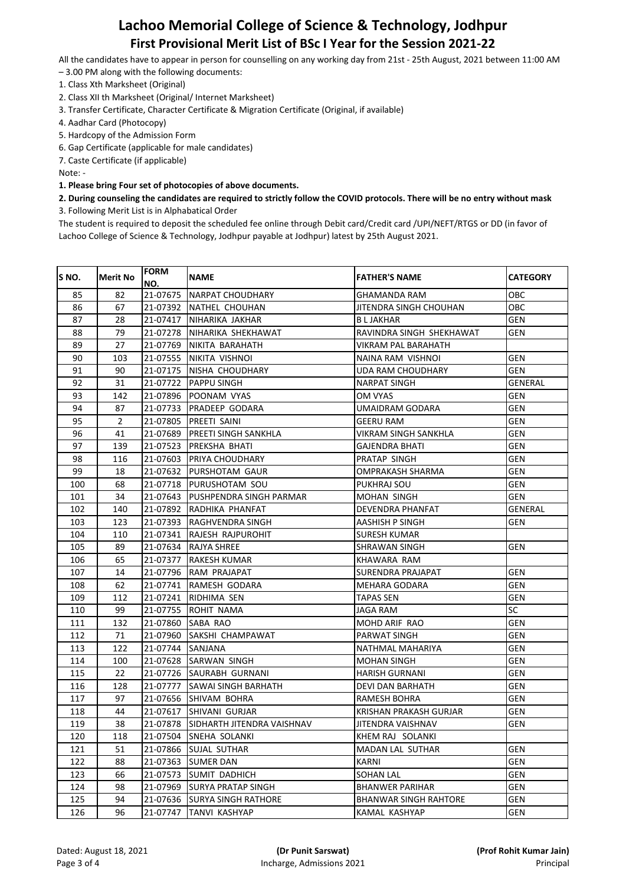# Lachoo Memorial College of Science & Technology, Jodhpur

## First Provisional Merit List of BSc I Year for the Session 2021-22

All the candidates have to appear in person for counselling on any working day from 21st - 25th August, 2021 between 11:00 AM – 3.00 PM along with the following documents:

1. Class Xth Marksheet (Original)
2. Class XII th Marksheet (Original/ Internet Marksheet)
3. Transfer Certificate, Character Certificate & Migration Certificate (Original, if available)
4. Aadhar Card (Photocopy)
5. Hardcopy of the Admission Form
6. Gap Certificate (applicable for male candidates)
7. Caste Certificate (if applicable)

Note: -

**1. Please bring Four set of photocopies of above documents.**

**2. During counseling the candidates are required to strictly follow the COVID protocols. There will be no entry without mask**

3. Following Merit List is in Alphabatical Order

The student is required to deposit the scheduled fee online through Debit card/Credit card /UPI/NEFT/RTGS or DD (in favor of Lachoo College of Science & Technology, Jodhpur payable at Jodhpur) latest by 25th August 2021.

| S NO. | Merit No | FORM NO. | NAME | FATHER'S NAME | CATEGORY |
|---|---|---|---|---|---|
| 85 | 82 | 21-07675 | NARPAT CHOUDHARY | GHAMANDA RAM | OBC |
| 86 | 67 | 21-07392 | NATHEL CHOUHAN | JITENDRA SINGH CHOUHAN | OBC |
| 87 | 28 | 21-07417 | NIHARIKA JAKHAR | B L JAKHAR | GEN |
| 88 | 79 | 21-07278 | NIHARIKA SHEKHAWAT | RAVINDRA SINGH SHEKHAWAT | GEN |
| 89 | 27 | 21-07769 | NIKITA BARAHATH | VIKRAM PAL BARAHATH | |
| 90 | 103 | 21-07555 | NIKITA VISHNOI | NAINA RAM VISHNOI | GEN |
| 91 | 90 | 21-07175 | NISHA CHOUDHARY | UDA RAM CHOUDHARY | GEN |
| 92 | 31 | 21-07722 | PAPPU SINGH | NARPAT SINGH | GENERAL |
| 93 | 142 | 21-07896 | POONAM VYAS | OM VYAS | GEN |
| 94 | 87 | 21-07733 | PRADEEP GODARA | UMAIDRAM GODARA | GEN |
| 95 | 2 | 21-07805 | PREETI SAINI | GEERU RAM | GEN |
| 96 | 41 | 21-07689 | PREETI SINGH SANKHLA | VIKRAM SINGH SANKHLA | GEN |
| 97 | 139 | 21-07523 | PREKSHA BHATI | GAJENDRA BHATI | GEN |
| 98 | 116 | 21-07603 | PRIYA CHOUDHARY | PRATAP SINGH | GEN |
| 99 | 18 | 21-07632 | PURSHOTAM GAUR | OMPRAKASH SHARMA | GEN |
| 100 | 68 | 21-07718 | PURUSHOTAM SOU | PUKHRAJ SOU | GEN |
| 101 | 34 | 21-07643 | PUSHPENDRA SINGH PARMAR | MOHAN SINGH | GEN |
| 102 | 140 | 21-07892 | RADHIKA PHANFAT | DEVENDRA PHANFAT | GENERAL |
| 103 | 123 | 21-07393 | RAGHVENDRA SINGH | AASHISH P SINGH | GEN |
| 104 | 110 | 21-07341 | RAJESH RAJPUROHIT | SURESH KUMAR | |
| 105 | 89 | 21-07634 | RAJYA SHREE | SHRAWAN SINGH | GEN |
| 106 | 65 | 21-07377 | RAKESH KUMAR | KHAWARA RAM | |
| 107 | 14 | 21-07796 | RAM PRAJAPAT | SURENDRA PRAJAPAT | GEN |
| 108 | 62 | 21-07741 | RAMESH GODARA | MEHARA GODARA | GEN |
| 109 | 112 | 21-07241 | RIDHIMA SEN | TAPAS SEN | GEN |
| 110 | 99 | 21-07755 | ROHIT NAMA | JAGA RAM | SC |
| 111 | 132 | 21-07860 | SABA RAO | MOHD ARIF RAO | GEN |
| 112 | 71 | 21-07960 | SAKSHI CHAMPAWAT | PARWAT SINGH | GEN |
| 113 | 122 | 21-07744 | SANJANA | NATHMAL MAHARIYA | GEN |
| 114 | 100 | 21-07628 | SARWAN SINGH | MOHAN SINGH | GEN |
| 115 | 22 | 21-07726 | SAURABH GURNANI | HARISH GURNANI | GEN |
| 116 | 128 | 21-07777 | SAWAI SINGH BARHATH | DEVI DAN BARHATH | GEN |
| 117 | 97 | 21-07656 | SHIVAM BOHRA | RAMESH BOHRA | GEN |
| 118 | 44 | 21-07617 | SHIVANI GURJAR | KRISHAN PRAKASH GURJAR | GEN |
| 119 | 38 | 21-07878 | SIDHARTH JITENDRA VAISHNAV | JITENDRA VAISHNAV | GEN |
| 120 | 118 | 21-07504 | SNEHA SOLANKI | KHEM RAJ SOLANKI | |
| 121 | 51 | 21-07866 | SUJAL SUTHAR | MADAN LAL SUTHAR | GEN |
| 122 | 88 | 21-07363 | SUMER DAN | KARNI | GEN |
| 123 | 66 | 21-07573 | SUMIT DADHICH | SOHAN LAL | GEN |
| 124 | 98 | 21-07969 | SURYA PRATAP SINGH | BHANWER PARIHAR | GEN |
| 125 | 94 | 21-07636 | SURYA SINGH RATHORE | BHANWAR SINGH RAHTORE | GEN |
| 126 | 96 | 21-07747 | TANVI KASHYAP | KAMAL KASHYAP | GEN |

Dated: August 18, 2021

**(Dr Punit Sarswat)**
Incharge, Admissions 2021

**(Prof Rohit Kumar Jain)**
Principal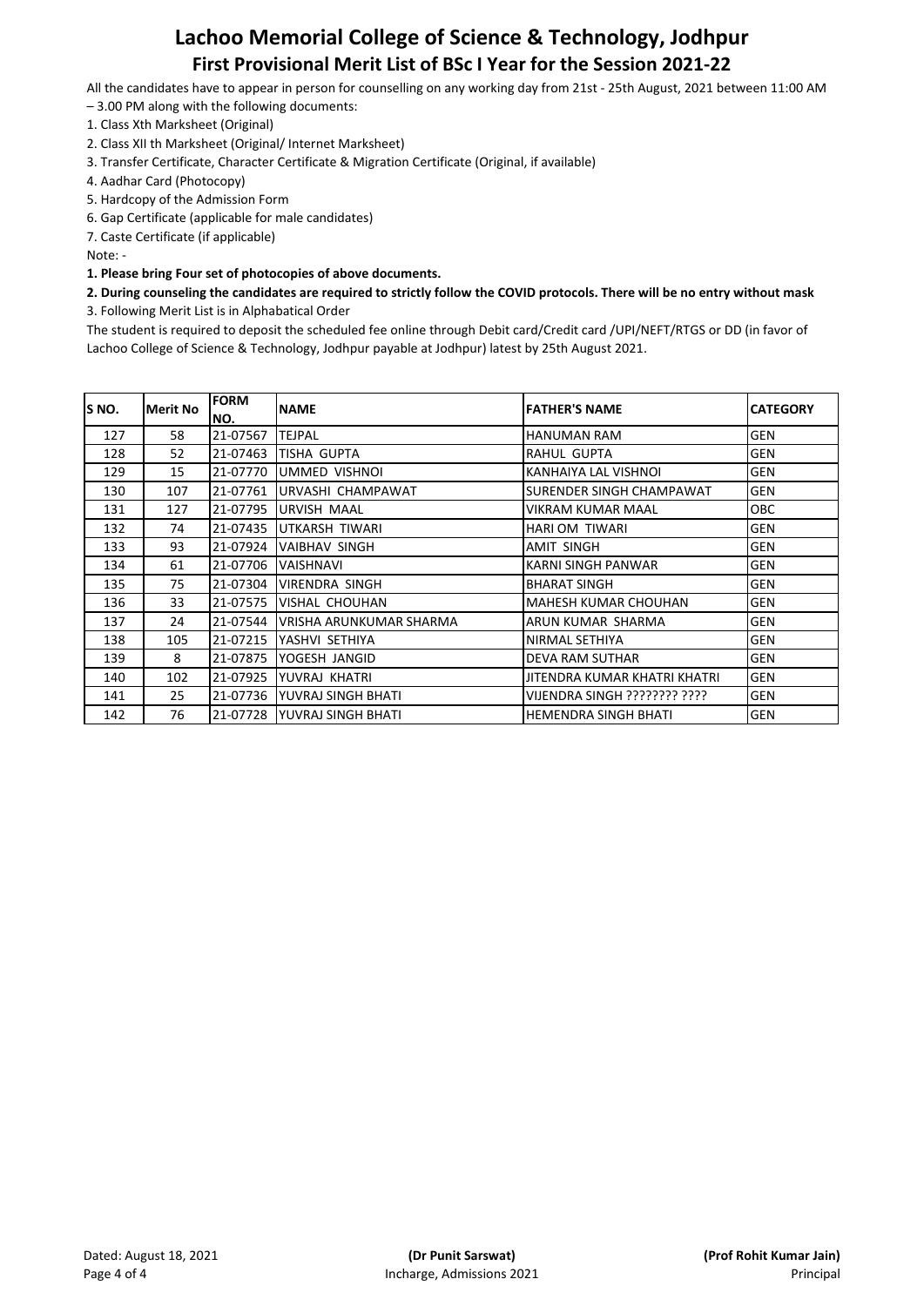# Lachoo Memorial College of Science & Technology, Jodhpur

## First Provisional Merit List of BSc I Year for the Session 2021-22

All the candidates have to appear in person for counselling on any working day from 21st - 25th August, 2021 between 11:00 AM – 3.00 PM along with the following documents:

1. Class Xth Marksheet (Original)
2. Class XII th Marksheet (Original/ Internet Marksheet)
3. Transfer Certificate, Character Certificate & Migration Certificate (Original, if available)
4. Aadhar Card (Photocopy)
5. Hardcopy of the Admission Form
6. Gap Certificate (applicable for male candidates)
7. Caste Certificate (if applicable)

Note: -

**1. Please bring Four set of photocopies of above documents.**

**2. During counseling the candidates are required to strictly follow the COVID protocols. There will be no entry without mask**

3. Following Merit List is in Alphabatical Order

The student is required to deposit the scheduled fee online through Debit card/Credit card /UPI/NEFT/RTGS or DD (in favor of Lachoo College of Science & Technology, Jodhpur payable at Jodhpur) latest by 25th August 2021.

| S NO. | Merit No | FORM NO. | NAME | FATHER'S NAME | CATEGORY |
|---|---|---|---|---|---|
| 127 | 58 | 21-07567 | TEJPAL | HANUMAN RAM | GEN |
| 128 | 52 | 21-07463 | TISHA GUPTA | RAHUL GUPTA | GEN |
| 129 | 15 | 21-07770 | UMMED VISHNOI | KANHAIYA LAL VISHNOI | GEN |
| 130 | 107 | 21-07761 | URVASHI CHAMPAWAT | SURENDER SINGH CHAMPAWAT | GEN |
| 131 | 127 | 21-07795 | URVISH MAAL | VIKRAM KUMAR MAAL | OBC |
| 132 | 74 | 21-07435 | UTKARSH TIWARI | HARI OM TIWARI | GEN |
| 133 | 93 | 21-07924 | VAIBHAV SINGH | AMIT SINGH | GEN |
| 134 | 61 | 21-07706 | VAISHNAVI | KARNI SINGH PANWAR | GEN |
| 135 | 75 | 21-07304 | VIRENDRA SINGH | BHARAT SINGH | GEN |
| 136 | 33 | 21-07575 | VISHAL CHOUHAN | MAHESH KUMAR CHOUHAN | GEN |
| 137 | 24 | 21-07544 | VRISHA ARUNKUMAR SHARMA | ARUN KUMAR SHARMA | GEN |
| 138 | 105 | 21-07215 | YASHVI SETHIYA | NIRMAL SETHIYA | GEN |
| 139 | 8 | 21-07875 | YOGESH JANGID | DEVA RAM SUTHAR | GEN |
| 140 | 102 | 21-07925 | YUVRAJ KHATRI | JITENDRA KUMAR KHATRI KHATRI | GEN |
| 141 | 25 | 21-07736 | YUVRAJ SINGH BHATI | VIJENDRA SINGH ???????? ???? | GEN |
| 142 | 76 | 21-07728 | YUVRAJ SINGH BHATI | HEMENDRA SINGH BHATI | GEN |

Dated: August 18, 2021

**(Dr Punit Sarswat)**
Incharge, Admissions 2021

**(Prof Rohit Kumar Jain)**
Principal